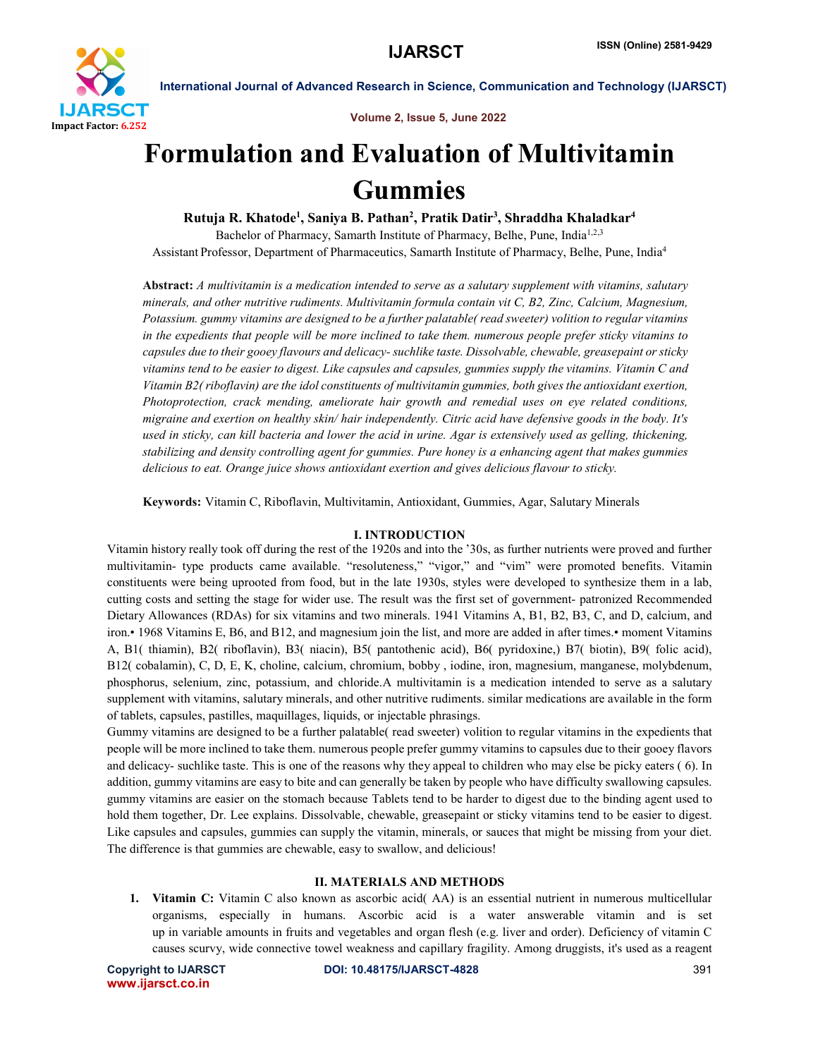# Formulation and Evaluation of Multivitamin Gummies

**Rutuja R. Khatode[1], Saniya B. Pathan[2], Pratik Datir[3], Shraddha Khaladkar[4]**

Bachelor of Pharmacy, Samarth Institute of Pharmacy, Belhe, Pune, India[1,2,3]

Assistant Professor, Department of Pharmaceutics, Samarth Institute of Pharmacy, Belhe, Pune, India[4]

**Abstract:** *A multivitamin is a medication intended to serve as a salutary supplement with vitamins, salutary minerals, and other nutritive rudiments. Multivitamin formula contain vit C, B2, Zinc, Calcium, Magnesium, Potassium. gummy vitamins are designed to be a further palatable( read sweeter) volition to regular vitamins in the expedients that people will be more inclined to take them. numerous people prefer sticky vitamins to capsules due to their gooey flavours and delicacy- suchlike taste. Dissolvable, chewable, greasepaint or sticky vitamins tend to be easier to digest. Like capsules and capsules, gummies supply the vitamins. Vitamin C and Vitamin B2( riboflavin) are the idol constituents of multivitamin gummies, both gives the antioxidant exertion, Photoprotection, crack mending, ameliorate hair growth and remedial uses on eye related conditions, migraine and exertion on healthy skin/ hair independently. Citric acid have defensive goods in the body. It's used in sticky, can kill bacteria and lower the acid in urine. Agar is extensively used as gelling, thickening, stabilizing and density controlling agent for gummies. Pure honey is a enhancing agent that makes gummies delicious to eat. Orange juice shows antioxidant exertion and gives delicious flavour to sticky.*

**Keywords:** Vitamin C, Riboflavin, Multivitamin, Antioxidant, Gummies, Agar, Salutary Minerals

## I. INTRODUCTION

Vitamin history really took off during the rest of the 1920s and into the '30s, as further nutrients were proved and further multivitamin- type products came available. "resoluteness," "vigor," and "vim" were promoted benefits. Vitamin constituents were being uprooted from food, but in the late 1930s, styles were developed to synthesize them in a lab, cutting costs and setting the stage for wider use. The result was the first set of government- patronized Recommended Dietary Allowances (RDAs) for six vitamins and two minerals. 1941 Vitamins A, B1, B2, B3, C, and D, calcium, and iron.• 1968 Vitamins E, B6, and B12, and magnesium join the list, and more are added in after times.• moment Vitamins A, B1( thiamin), B2( riboflavin), B3( niacin), B5( pantothenic acid), B6( pyridoxine,) B7( biotin), B9( folic acid), B12( cobalamin), C, D, E, K, choline, calcium, chromium, bobby , iodine, iron, magnesium, manganese, molybdenum, phosphorus, selenium, zinc, potassium, and chloride.A multivitamin is a medication intended to serve as a salutary supplement with vitamins, salutary minerals, and other nutritive rudiments. similar medications are available in the form of tablets, capsules, pastilles, maquillages, liquids, or injectable phrasings.

Gummy vitamins are designed to be a further palatable( read sweeter) volition to regular vitamins in the expedients that people will be more inclined to take them. numerous people prefer gummy vitamins to capsules due to their gooey flavors and delicacy- suchlike taste. This is one of the reasons why they appeal to children who may else be picky eaters ( 6). In addition, gummy vitamins are easy to bite and can generally be taken by people who have difficulty swallowing capsules. gummy vitamins are easier on the stomach because Tablets tend to be harder to digest due to the binding agent used to hold them together, Dr. Lee explains. Dissolvable, chewable, greasepaint or sticky vitamins tend to be easier to digest. Like capsules and capsules, gummies can supply the vitamin, minerals, or sauces that might be missing from your diet. The difference is that gummies are chewable, easy to swallow, and delicious!

## II. MATERIALS AND METHODS

1. **Vitamin C:** Vitamin C also known as ascorbic acid( AA) is an essential nutrient in numerous multicellular organisms, especially in humans. Ascorbic acid is a water answerable vitamin and is set up in variable amounts in fruits and vegetables and organ flesh (e.g. liver and order). Deficiency of vitamin C causes scurvy, wide connective towel weakness and capillary fragility. Among druggists, it's used as a reagent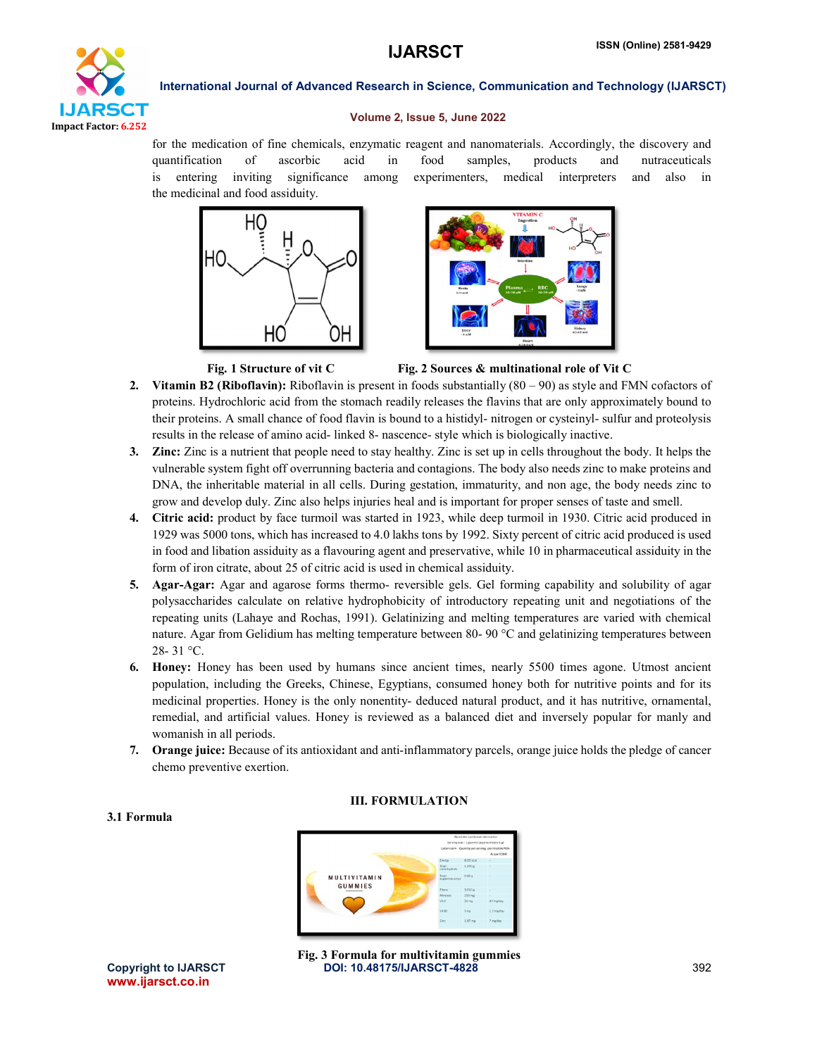for the medication of fine chemicals, enzymatic reagent and nanomaterials. Accordingly, the discovery and quantification of ascorbic acid in food samples, products and nutraceuticals is entering inviting significance among experimenters, medical interpreters and also in the medicinal and food assiduity.

Fig. 1 Structure of vit C

Fig. 2 Sources & multinational role of Vit C

2. **Vitamin B2 (Riboflavin):** Riboflavin is present in foods substantially (80 – 90) as style and FMN cofactors of proteins. Hydrochloric acid from the stomach readily releases the flavins that are only approximately bound to their proteins. A small chance of food flavin is bound to a histidyl- nitrogen or cysteinyl- sulfur and proteolysis results in the release of amino acid- linked 8- nascence- style which is biologically inactive.
3. **Zinc:** Zinc is a nutrient that people need to stay healthy. Zinc is set up in cells throughout the body. It helps the vulnerable system fight off overrunning bacteria and contagions. The body also needs zinc to make proteins and DNA, the inheritable material in all cells. During gestation, immaturity, and non age, the body needs zinc to grow and develop duly. Zinc also helps injuries heal and is important for proper senses of taste and smell.
4. **Citric acid:** product by face turmoil was started in 1923, while deep turmoil in 1930. Citric acid produced in 1929 was 5000 tons, which has increased to 4.0 lakhs tons by 1992. Sixty percent of citric acid produced is used in food and libation assiduity as a flavouring agent and preservative, while 10 in pharmaceutical assiduity in the form of iron citrate, about 25 of citric acid is used in chemical assiduity.
5. **Agar-Agar:** Agar and agarose forms thermo- reversible gels. Gel forming capability and solubility of agar polysaccharides calculate on relative hydrophobicity of introductory repeating unit and negotiations of the repeating units (Lahaye and Rochas, 1991). Gelatinizing and melting temperatures are varied with chemical nature. Agar from Gelidium has melting temperature between 80- 90 °C and gelatinizing temperatures between 28- 31 °C.
6. **Honey:** Honey has been used by humans since ancient times, nearly 5500 times agone. Utmost ancient population, including the Greeks, Chinese, Egyptians, consumed honey both for nutritive points and for its medicinal properties. Honey is the only nonentity- deduced natural product, and it has nutritive, ornamental, remedial, and artificial values. Honey is reviewed as a balanced diet and inversely popular for manly and womanish in all periods.
7. **Orange juice:** Because of its antioxidant and anti-inflammatory parcels, orange juice holds the pledge of cancer chemo preventive exertion.

## III. FORMULATION

### 3.1 Formula

Fig. 3 Formula for multivitamin gummies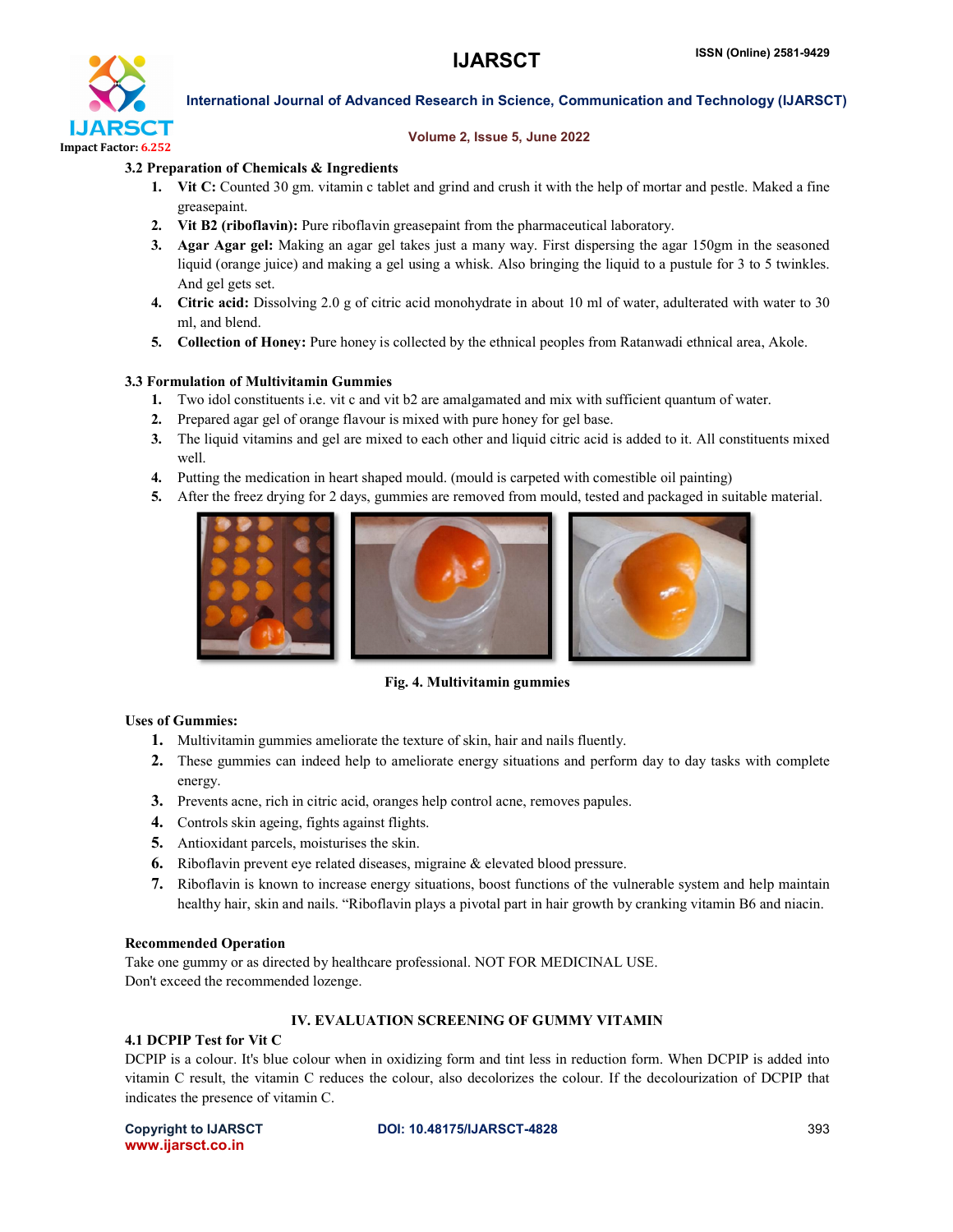### 3.2 Preparation of Chemicals & Ingredients

1. **Vit C:** Counted 30 gm. vitamin c tablet and grind and crush it with the help of mortar and pestle. Maked a fine greasepaint.
2. **Vit B2 (riboflavin):** Pure riboflavin greasepaint from the pharmaceutical laboratory.
3. **Agar Agar gel:** Making an agar gel takes just a many way. First dispersing the agar 150gm in the seasoned liquid (orange juice) and making a gel using a whisk. Also bringing the liquid to a pustule for 3 to 5 twinkles. And gel gets set.
4. **Citric acid:** Dissolving 2.0 g of citric acid monohydrate in about 10 ml of water, adulterated with water to 30 ml, and blend.
5. **Collection of Honey:** Pure honey is collected by the ethnical peoples from Ratanwadi ethnical area, Akole.

### 3.3 Formulation of Multivitamin Gummies

1. Two idol constituents i.e. vit c and vit b2 are amalgamated and mix with sufficient quantum of water.
2. Prepared agar gel of orange flavour is mixed with pure honey for gel base.
3. The liquid vitamins and gel are mixed to each other and liquid citric acid is added to it. All constituents mixed well.
4. Putting the medication in heart shaped mould. (mould is carpeted with comestible oil painting)
5. After the freez drying for 2 days, gummies are removed from mould, tested and packaged in suitable material.

**Fig. 4. Multivitamin gummies**

**Uses of Gummies:**

1. Multivitamin gummies ameliorate the texture of skin, hair and nails fluently.
2. These gummies can indeed help to ameliorate energy situations and perform day to day tasks with complete energy.
3. Prevents acne, rich in citric acid, oranges help control acne, removes papules.
4. Controls skin ageing, fights against flights.
5. Antioxidant parcels, moisturises the skin.
6. Riboflavin prevent eye related diseases, migraine & elevated blood pressure.
7. Riboflavin is known to increase energy situations, boost functions of the vulnerable system and help maintain healthy hair, skin and nails. "Riboflavin plays a pivotal part in hair growth by cranking vitamin B6 and niacin.

**Recommended Operation**

Take one gummy or as directed by healthcare professional. NOT FOR MEDICINAL USE.
Don't exceed the recommended lozenge.

## IV. EVALUATION SCREENING OF GUMMY VITAMIN

### 4.1 DCPIP Test for Vit C

DCPIP is a colour. It's blue colour when in oxidizing form and tint less in reduction form. When DCPIP is added into vitamin C result, the vitamin C reduces the colour, also decolorizes the colour. If the decolourization of DCPIP that indicates the presence of vitamin C.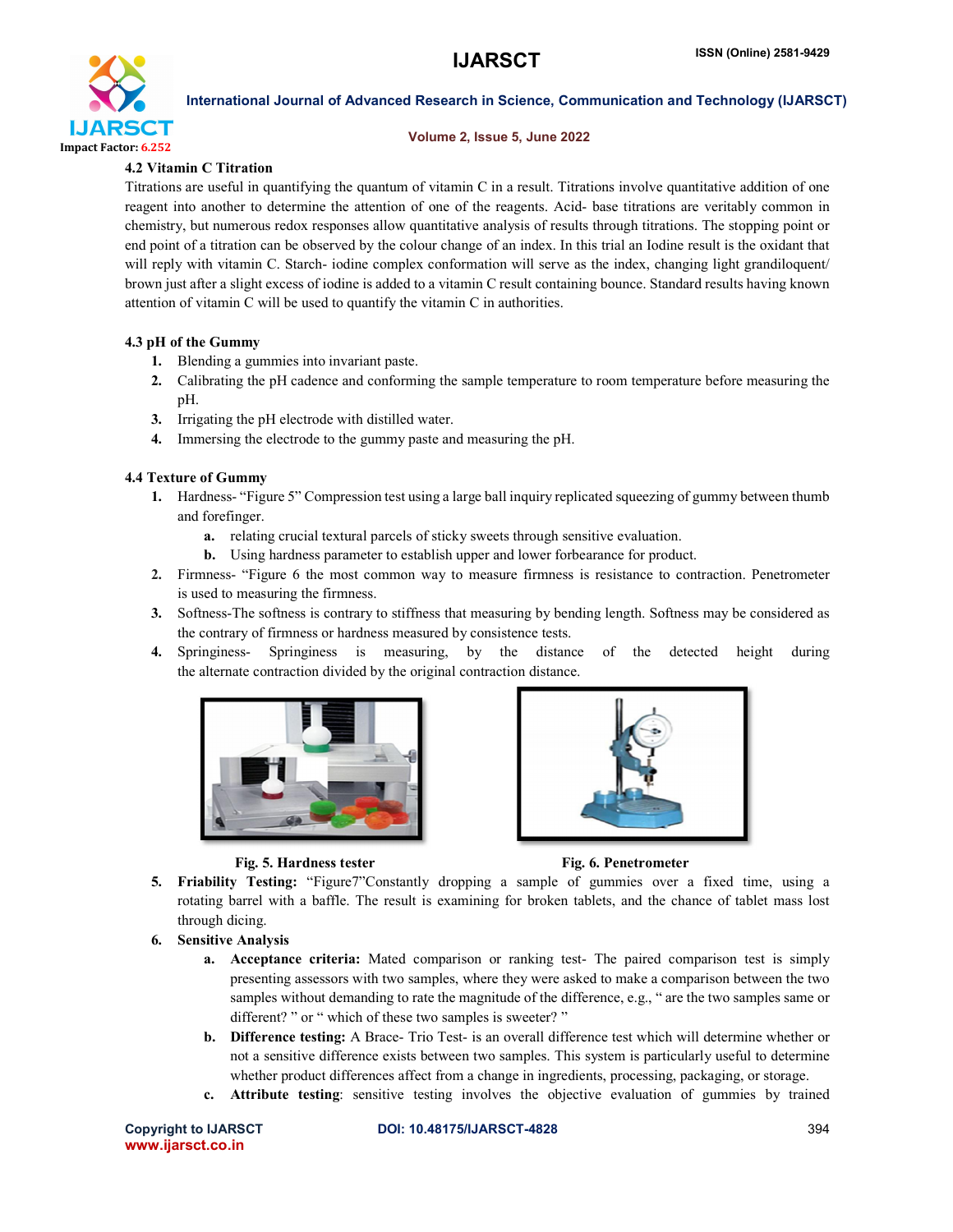### 4.2 Vitamin C Titration

Titrations are useful in quantifying the quantum of vitamin C in a result. Titrations involve quantitative addition of one reagent into another to determine the attention of one of the reagents. Acid- base titrations are veritably common in chemistry, but numerous redox responses allow quantitative analysis of results through titrations. The stopping point or end point of a titration can be observed by the colour change of an index. In this trial an Iodine result is the oxidant that will reply with vitamin C. Starch- iodine complex conformation will serve as the index, changing light grandiloquent/ brown just after a slight excess of iodine is added to a vitamin C result containing bounce. Standard results having known attention of vitamin C will be used to quantify the vitamin C in authorities.

### 4.3 pH of the Gummy

1. Blending a gummies into invariant paste.
2. Calibrating the pH cadence and conforming the sample temperature to room temperature before measuring the pH.
3. Irrigating the pH electrode with distilled water.
4. Immersing the electrode to the gummy paste and measuring the pH.

### 4.4 Texture of Gummy

1. Hardness- "Figure 5" Compression test using a large ball inquiry replicated squeezing of gummy between thumb and forefinger.
   a. relating crucial textural parcels of sticky sweets through sensitive evaluation.
   b. Using hardness parameter to establish upper and lower forbearance for product.
2. Firmness- "Figure 6 the most common way to measure firmness is resistance to contraction. Penetrometer is used to measuring the firmness.
3. Softness-The softness is contrary to stiffness that measuring by bending length. Softness may be considered as the contrary of firmness or hardness measured by consistence tests.
4. Springiness- Springiness is measuring, by the distance of the detected height during the alternate contraction divided by the original contraction distance.

**Fig. 5. Hardness tester**

**Fig. 6. Penetrometer**

5. **Friability Testing:** "Figure7"Constantly dropping a sample of gummies over a fixed time, using a rotating barrel with a baffle. The result is examining for broken tablets, and the chance of tablet mass lost through dicing.
6. **Sensitive Analysis**
   a. **Acceptance criteria:** Mated comparison or ranking test- The paired comparison test is simply presenting assessors with two samples, where they were asked to make a comparison between the two samples without demanding to rate the magnitude of the difference, e.g., " are the two samples same or different? " or " which of these two samples is sweeter? "
   b. **Difference testing:** A Brace- Trio Test- is an overall difference test which will determine whether or not a sensitive difference exists between two samples. This system is particularly useful to determine whether product differences affect from a change in ingredients, processing, packaging, or storage.
   c. **Attribute testing**: sensitive testing involves the objective evaluation of gummies by trained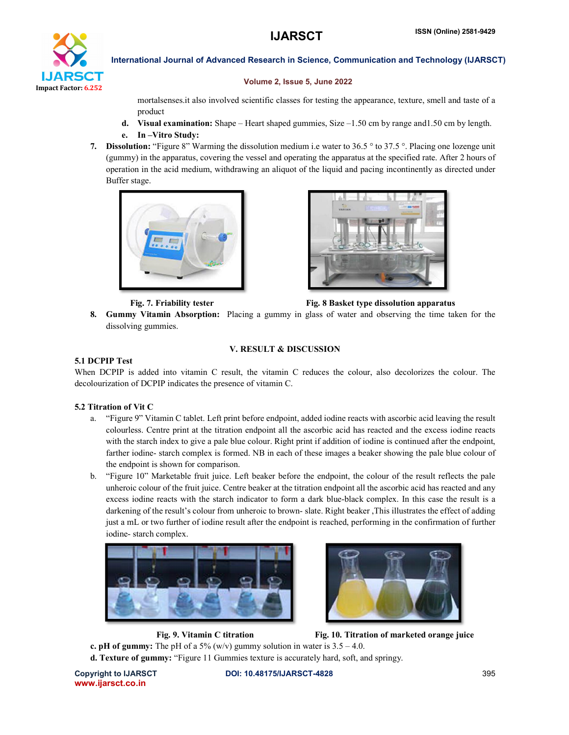mortalsenses.it also involved scientific classes for testing the appearance, texture, smell and taste of a product

d. **Visual examination:** Shape – Heart shaped gummies, Size –1.50 cm by range and1.50 cm by length.

e. **In –Vitro Study:**

7. **Dissolution:** "Figure 8" Warming the dissolution medium i.e water to 36.5 ° to 37.5 °. Placing one lozenge unit (gummy) in the apparatus, covering the vessel and operating the apparatus at the specified rate. After 2 hours of operation in the acid medium, withdrawing an aliquot of the liquid and pacing incontinently as directed under Buffer stage.

**Fig. 7. Friability tester**

**Fig. 8 Basket type dissolution apparatus**

8. **Gummy Vitamin Absorption:** Placing a gummy in glass of water and observing the time taken for the dissolving gummies.

## V. RESULT & DISCUSSION

### 5.1 DCPIP Test

When DCPIP is added into vitamin C result, the vitamin C reduces the colour, also decolorizes the colour. The decolourization of DCPIP indicates the presence of vitamin C.

### 5.2 Titration of Vit C

a. "Figure 9" Vitamin C tablet. Left print before endpoint, added iodine reacts with ascorbic acid leaving the result colourless. Centre print at the titration endpoint all the ascorbic acid has reacted and the excess iodine reacts with the starch index to give a pale blue colour. Right print if addition of iodine is continued after the endpoint, farther iodine- starch complex is formed. NB in each of these images a beaker showing the pale blue colour of the endpoint is shown for comparison.

b. "Figure 10" Marketable fruit juice. Left beaker before the endpoint, the colour of the result reflects the pale unheroic colour of the fruit juice. Centre beaker at the titration endpoint all the ascorbic acid has reacted and any excess iodine reacts with the starch indicator to form a dark blue-black complex. In this case the result is a darkening of the result's colour from unheroic to brown- slate. Right beaker ,This illustrates the effect of adding just a mL or two further of iodine result after the endpoint is reached, performing in the confirmation of further iodine- starch complex.

**Fig. 9. Vitamin C titration**

**Fig. 10. Titration of marketed orange juice**

c. **pH of gummy:** The pH of a 5% (w/v) gummy solution in water is 3.5 – 4.0.

d. **Texture of gummy:** "Figure 11 Gummies texture is accurately hard, soft, and springy.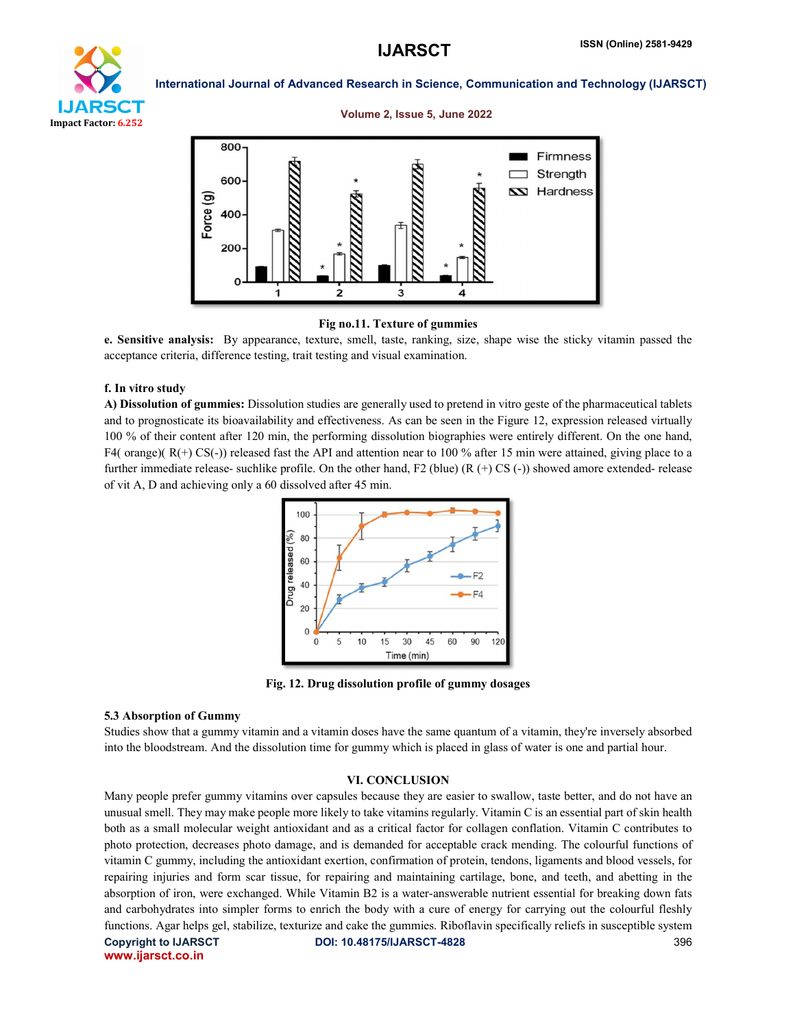Fig no.11. Texture of gummies

**e. Sensitive analysis:** By appearance, texture, smell, taste, ranking, size, shape wise the sticky vitamin passed the acceptance criteria, difference testing, trait testing and visual examination.

**f. In vitro study**

**A) Dissolution of gummies:** Dissolution studies are generally used to pretend in vitro geste of the pharmaceutical tablets and to prognosticate its bioavailability and effectiveness. As can be seen in the Figure 12, expression released virtually 100 % of their content after 120 min, the performing dissolution biographies were entirely different. On the one hand, F4( orange)( R(+) CS(-)) released fast the API and attention near to 100 % after 15 min were attained, giving place to a further immediate release- suchlike profile. On the other hand, F2 (blue) (R (+) CS (-)) showed amore extended- release of vit A, D and achieving only a 60 dissolved after 45 min.

Fig. 12. Drug dissolution profile of gummy dosages

### 5.3 Absorption of Gummy

Studies show that a gummy vitamin and a vitamin doses have the same quantum of a vitamin, they're inversely absorbed into the bloodstream. And the dissolution time for gummy which is placed in glass of water is one and partial hour.

## VI. CONCLUSION

Many people prefer gummy vitamins over capsules because they are easier to swallow, taste better, and do not have an unusual smell. They may make people more likely to take vitamins regularly. Vitamin C is an essential part of skin health both as a small molecular weight antioxidant and as a critical factor for collagen conflation. Vitamin C contributes to photo protection, decreases photo damage, and is demanded for acceptable crack mending. The colourful functions of vitamin C gummy, including the antioxidant exertion, confirmation of protein, tendons, ligaments and blood vessels, for repairing injuries and form scar tissue, for repairing and maintaining cartilage, bone, and teeth, and abetting in the absorption of iron, were exchanged. While Vitamin B2 is a water-answerable nutrient essential for breaking down fats and carbohydrates into simpler forms to enrich the body with a cure of energy for carrying out the colourful fleshly functions. Agar helps gel, stabilize, texturize and cake the gummies. Riboflavin specifically reliefs in susceptible system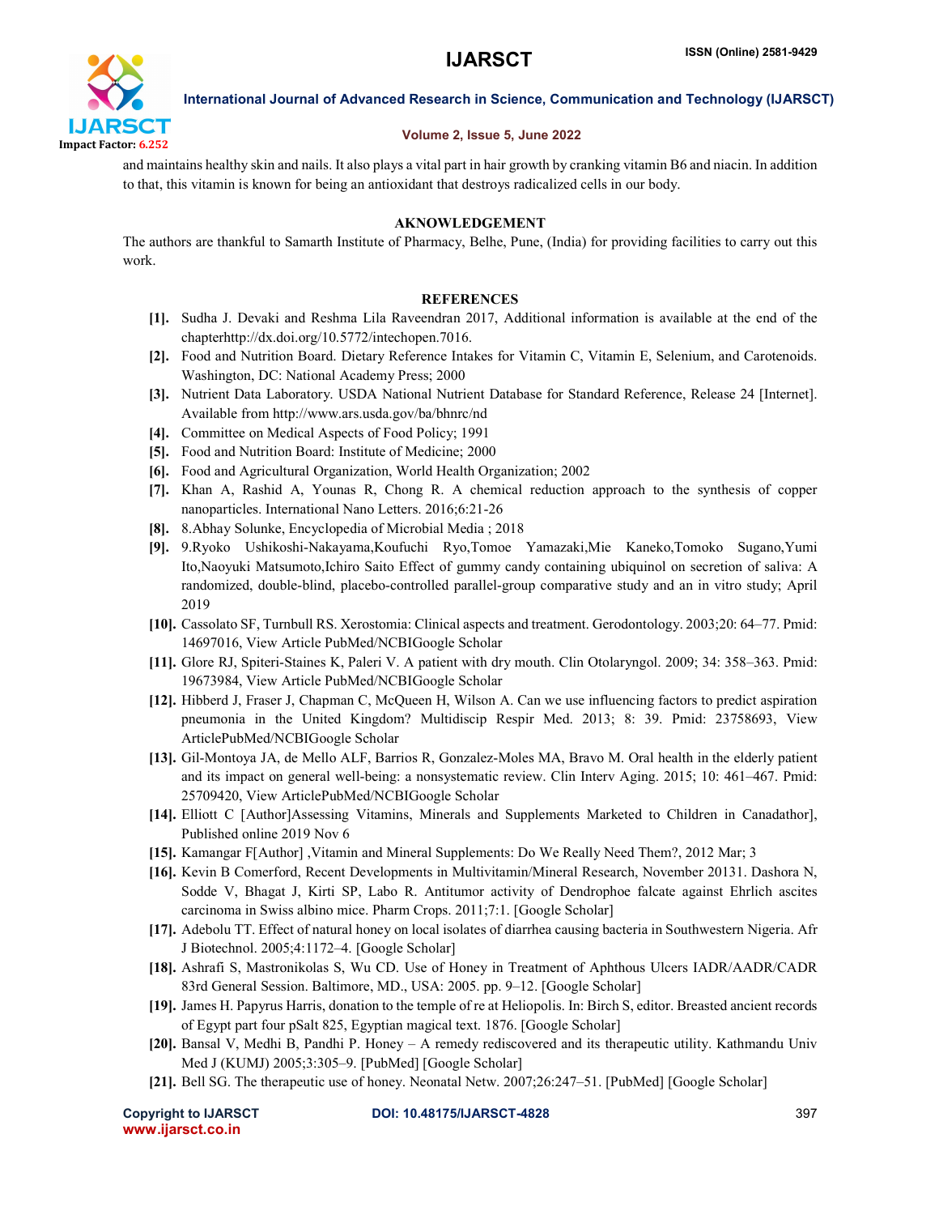and maintains healthy skin and nails. It also plays a vital part in hair growth by cranking vitamin B6 and niacin. In addition to that, this vitamin is known for being an antioxidant that destroys radicalized cells in our body.

## AKNOWLEDGEMENT

The authors are thankful to Samarth Institute of Pharmacy, Belhe, Pune, (India) for providing facilities to carry out this work.

## REFERENCES

- [1]. Sudha J. Devaki and Reshma Lila Raveendran 2017, Additional information is available at the end of the chapterhttp://dx.doi.org/10.5772/intechopen.7016.
- [2]. Food and Nutrition Board. Dietary Reference Intakes for Vitamin C, Vitamin E, Selenium, and Carotenoids. Washington, DC: National Academy Press; 2000
- [3]. Nutrient Data Laboratory. USDA National Nutrient Database for Standard Reference, Release 24 [Internet]. Available from http://www.ars.usda.gov/ba/bhnrc/nd
- [4]. Committee on Medical Aspects of Food Policy; 1991
- [5]. Food and Nutrition Board: Institute of Medicine; 2000
- [6]. Food and Agricultural Organization, World Health Organization; 2002
- [7]. Khan A, Rashid A, Younas R, Chong R. A chemical reduction approach to the synthesis of copper nanoparticles. International Nano Letters. 2016;6:21-26
- [8]. 8.Abhay Solunke, Encyclopedia of Microbial Media ; 2018
- [9]. 9.Ryoko Ushikoshi-Nakayama,Koufuchi Ryo,Tomoe Yamazaki,Mie Kaneko,Tomoko Sugano,Yumi Ito,Naoyuki Matsumoto,Ichiro Saito Effect of gummy candy containing ubiquinol on secretion of saliva: A randomized, double-blind, placebo-controlled parallel-group comparative study and an in vitro study; April 2019
- [10]. Cassolato SF, Turnbull RS. Xerostomia: Clinical aspects and treatment. Gerodontology. 2003;20: 64–77. Pmid: 14697016, View Article PubMed/NCBIGoogle Scholar
- [11]. Glore RJ, Spiteri-Staines K, Paleri V. A patient with dry mouth. Clin Otolaryngol. 2009; 34: 358–363. Pmid: 19673984, View Article PubMed/NCBIGoogle Scholar
- [12]. Hibberd J, Fraser J, Chapman C, McQueen H, Wilson A. Can we use influencing factors to predict aspiration pneumonia in the United Kingdom? Multidiscip Respir Med. 2013; 8: 39. Pmid: 23758693, View ArticlePubMed/NCBIGoogle Scholar
- [13]. Gil-Montoya JA, de Mello ALF, Barrios R, Gonzalez-Moles MA, Bravo M. Oral health in the elderly patient and its impact on general well-being: a nonsystematic review. Clin Interv Aging. 2015; 10: 461–467. Pmid: 25709420, View ArticlePubMed/NCBIGoogle Scholar
- [14]. Elliott C [Author]Assessing Vitamins, Minerals and Supplements Marketed to Children in Canadathor], Published online 2019 Nov 6
- [15]. Kamangar F[Author] ,Vitamin and Mineral Supplements: Do We Really Need Them?, 2012 Mar; 3
- [16]. Kevin B Comerford, Recent Developments in Multivitamin/Mineral Research, November 20131. Dashora N, Sodde V, Bhagat J, Kirti SP, Labo R. Antitumor activity of Dendrophoe falcate against Ehrlich ascites carcinoma in Swiss albino mice. Pharm Crops. 2011;7:1. [Google Scholar]
- [17]. Adebolu TT. Effect of natural honey on local isolates of diarrhea causing bacteria in Southwestern Nigeria. Afr J Biotechnol. 2005;4:1172–4. [Google Scholar]
- [18]. Ashrafi S, Mastronikolas S, Wu CD. Use of Honey in Treatment of Aphthous Ulcers IADR/AADR/CADR 83rd General Session. Baltimore, MD., USA: 2005. pp. 9–12. [Google Scholar]
- [19]. James H. Papyrus Harris, donation to the temple of re at Heliopolis. In: Birch S, editor. Breasted ancient records of Egypt part four pSalt 825, Egyptian magical text. 1876. [Google Scholar]
- [20]. Bansal V, Medhi B, Pandhi P. Honey – A remedy rediscovered and its therapeutic utility. Kathmandu Univ Med J (KUMJ) 2005;3:305–9. [PubMed] [Google Scholar]
- [21]. Bell SG. The therapeutic use of honey. Neonatal Netw. 2007;26:247–51. [PubMed] [Google Scholar]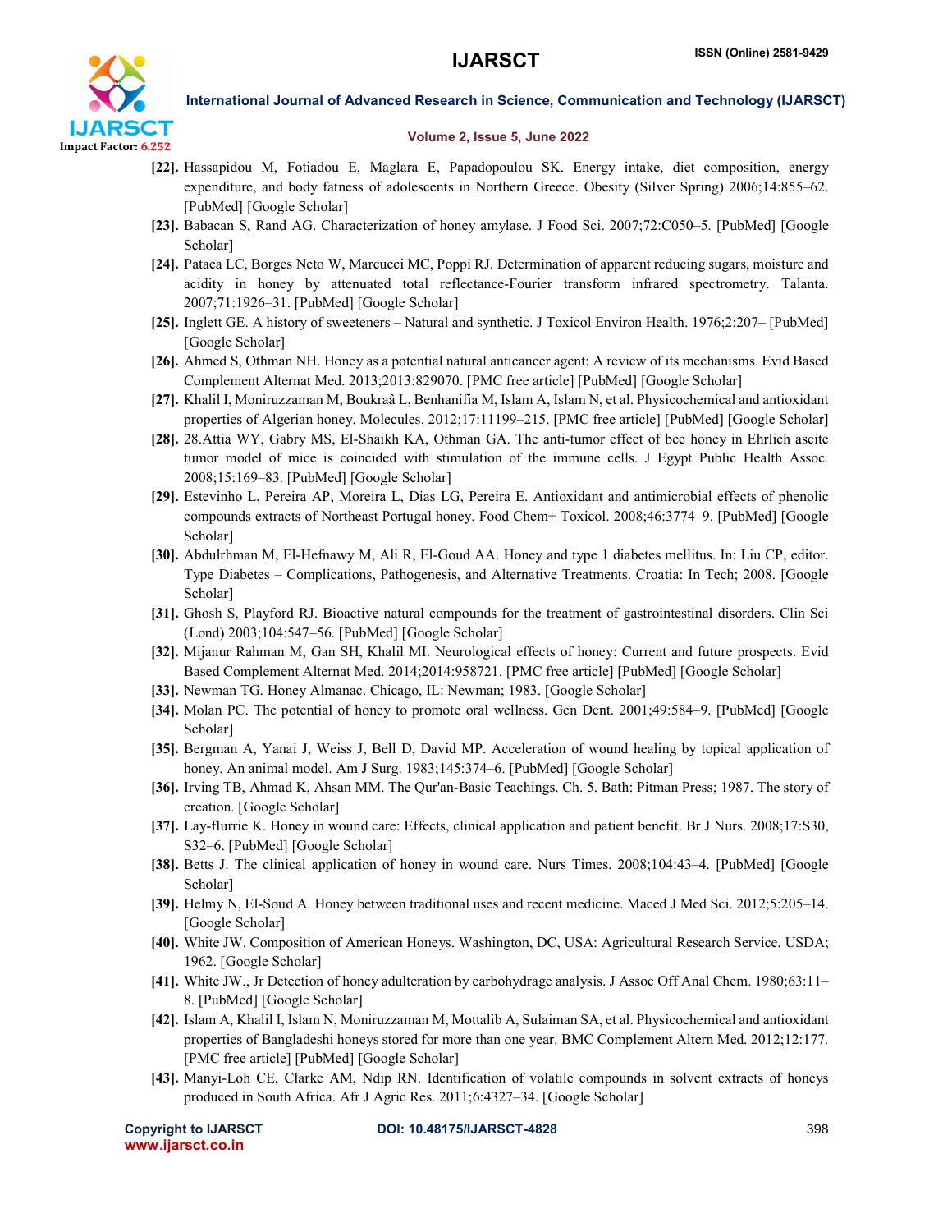[22]. Hassapidou M, Fotiadou E, Maglara E, Papadopoulou SK. Energy intake, diet composition, energy expenditure, and body fatness of adolescents in Northern Greece. Obesity (Silver Spring) 2006;14:855–62. [PubMed] [Google Scholar]

[23]. Babacan S, Rand AG. Characterization of honey amylase. J Food Sci. 2007;72:C050–5. [PubMed] [Google Scholar]

[24]. Pataca LC, Borges Neto W, Marcucci MC, Poppi RJ. Determination of apparent reducing sugars, moisture and acidity in honey by attenuated total reflectance-Fourier transform infrared spectrometry. Talanta. 2007;71:1926–31. [PubMed] [Google Scholar]

[25]. Inglett GE. A history of sweeteners – Natural and synthetic. J Toxicol Environ Health. 1976;2:207– [PubMed] [Google Scholar]

[26]. Ahmed S, Othman NH. Honey as a potential natural anticancer agent: A review of its mechanisms. Evid Based Complement Alternat Med. 2013;2013:829070. [PMC free article] [PubMed] [Google Scholar]

[27]. Khalil I, Moniruzzaman M, Boukraâ L, Benhanifia M, Islam A, Islam N, et al. Physicochemical and antioxidant properties of Algerian honey. Molecules. 2012;17:11199–215. [PMC free article] [PubMed] [Google Scholar]

[28]. 28.Attia WY, Gabry MS, El-Shaikh KA, Othman GA. The anti-tumor effect of bee honey in Ehrlich ascite tumor model of mice is coincided with stimulation of the immune cells. J Egypt Public Health Assoc. 2008;15:169–83. [PubMed] [Google Scholar]

[29]. Estevinho L, Pereira AP, Moreira L, Dias LG, Pereira E. Antioxidant and antimicrobial effects of phenolic compounds extracts of Northeast Portugal honey. Food Chem+ Toxicol. 2008;46:3774–9. [PubMed] [Google Scholar]

[30]. Abdulrhman M, El-Hefnawy M, Ali R, El-Goud AA. Honey and type 1 diabetes mellitus. In: Liu CP, editor. Type Diabetes – Complications, Pathogenesis, and Alternative Treatments. Croatia: In Tech; 2008. [Google Scholar]

[31]. Ghosh S, Playford RJ. Bioactive natural compounds for the treatment of gastrointestinal disorders. Clin Sci (Lond) 2003;104:547–56. [PubMed] [Google Scholar]

[32]. Mijanur Rahman M, Gan SH, Khalil MI. Neurological effects of honey: Current and future prospects. Evid Based Complement Alternat Med. 2014;2014:958721. [PMC free article] [PubMed] [Google Scholar]

[33]. Newman TG. Honey Almanac. Chicago, IL: Newman; 1983. [Google Scholar]

[34]. Molan PC. The potential of honey to promote oral wellness. Gen Dent. 2001;49:584–9. [PubMed] [Google Scholar]

[35]. Bergman A, Yanai J, Weiss J, Bell D, David MP. Acceleration of wound healing by topical application of honey. An animal model. Am J Surg. 1983;145:374–6. [PubMed] [Google Scholar]

[36]. Irving TB, Ahmad K, Ahsan MM. The Qur'an-Basic Teachings. Ch. 5. Bath: Pitman Press; 1987. The story of creation. [Google Scholar]

[37]. Lay-flurrie K. Honey in wound care: Effects, clinical application and patient benefit. Br J Nurs. 2008;17:S30, S32–6. [PubMed] [Google Scholar]

[38]. Betts J. The clinical application of honey in wound care. Nurs Times. 2008;104:43–4. [PubMed] [Google Scholar]

[39]. Helmy N, El-Soud A. Honey between traditional uses and recent medicine. Maced J Med Sci. 2012;5:205–14. [Google Scholar]

[40]. White JW. Composition of American Honeys. Washington, DC, USA: Agricultural Research Service, USDA; 1962. [Google Scholar]

[41]. White JW., Jr Detection of honey adulteration by carbohydrage analysis. J Assoc Off Anal Chem. 1980;63:11–8. [PubMed] [Google Scholar]

[42]. Islam A, Khalil I, Islam N, Moniruzzaman M, Mottalib A, Sulaiman SA, et al. Physicochemical and antioxidant properties of Bangladeshi honeys stored for more than one year. BMC Complement Altern Med. 2012;12:177. [PMC free article] [PubMed] [Google Scholar]

[43]. Manyi-Loh CE, Clarke AM, Ndip RN. Identification of volatile compounds in solvent extracts of honeys produced in South Africa. Afr J Agric Res. 2011;6:4327–34. [Google Scholar]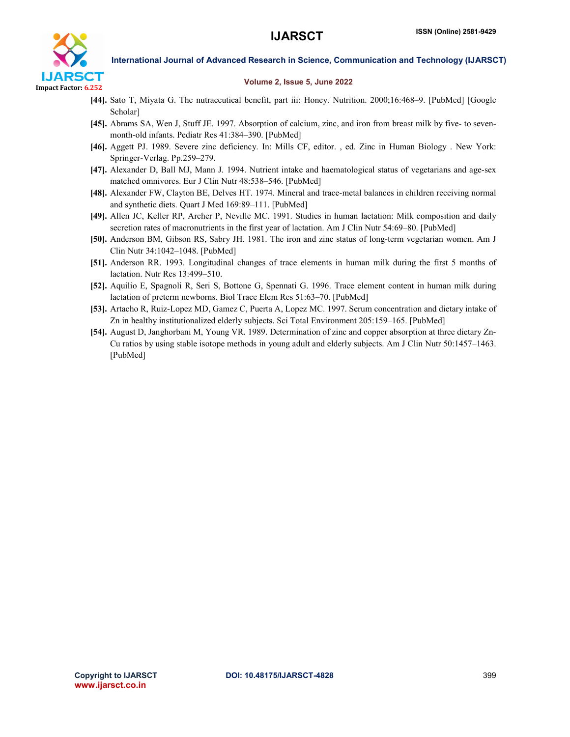**[44].** Sato T, Miyata G. The nutraceutical benefit, part iii: Honey. Nutrition. 2000;16:468–9. [PubMed] [Google Scholar]

**[45].** Abrams SA, Wen J, Stuff JE. 1997. Absorption of calcium, zinc, and iron from breast milk by five- to seven-month-old infants. Pediatr Res 41:384–390. [PubMed]

**[46].** Aggett PJ. 1989. Severe zinc deficiency. In: Mills CF, editor. , ed. Zinc in Human Biology . New York: Springer-Verlag. Pp.259–279.

**[47].** Alexander D, Ball MJ, Mann J. 1994. Nutrient intake and haematological status of vegetarians and age-sex matched omnivores. Eur J Clin Nutr 48:538–546. [PubMed]

**[48].** Alexander FW, Clayton BE, Delves HT. 1974. Mineral and trace-metal balances in children receiving normal and synthetic diets. Quart J Med 169:89–111. [PubMed]

**[49].** Allen JC, Keller RP, Archer P, Neville MC. 1991. Studies in human lactation: Milk composition and daily secretion rates of macronutrients in the first year of lactation. Am J Clin Nutr 54:69–80. [PubMed]

**[50].** Anderson BM, Gibson RS, Sabry JH. 1981. The iron and zinc status of long-term vegetarian women. Am J Clin Nutr 34:1042–1048. [PubMed]

**[51].** Anderson RR. 1993. Longitudinal changes of trace elements in human milk during the first 5 months of lactation. Nutr Res 13:499–510.

**[52].** Aquilio E, Spagnoli R, Seri S, Bottone G, Spennati G. 1996. Trace element content in human milk during lactation of preterm newborns. Biol Trace Elem Res 51:63–70. [PubMed]

**[53].** Artacho R, Ruiz-Lopez MD, Gamez C, Puerta A, Lopez MC. 1997. Serum concentration and dietary intake of Zn in healthy institutionalized elderly subjects. Sci Total Environment 205:159–165. [PubMed]

**[54].** August D, Janghorbani M, Young VR. 1989. Determination of zinc and copper absorption at three dietary Zn-Cu ratios by using stable isotope methods in young adult and elderly subjects. Am J Clin Nutr 50:1457–1463. [PubMed]